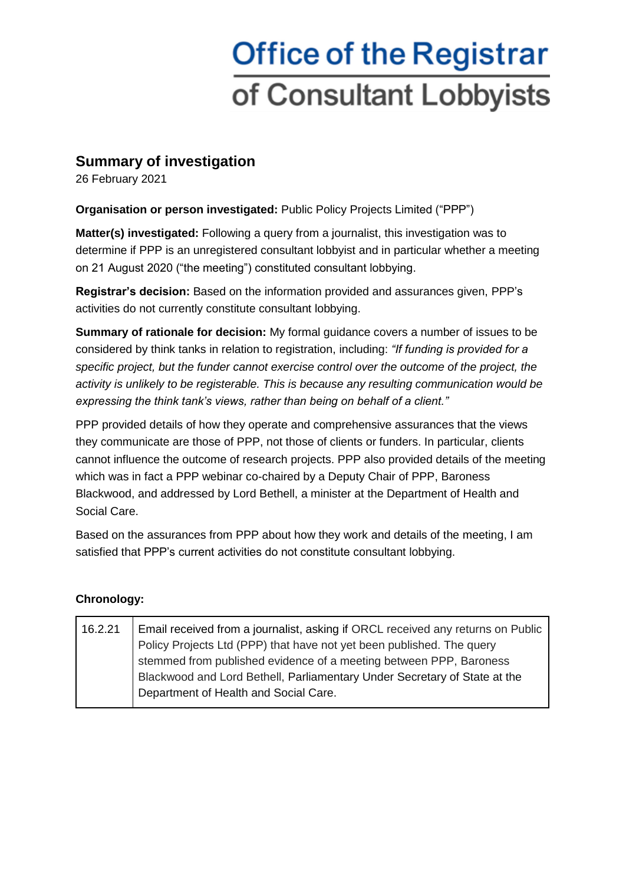# Office of the Registrar of Consultant Lobbyists

## Summary of investigation

26 February 2021

**Organisation or person investigated:** Public Policy Projects Limited ("PPP")

**Matter(s) investigated:** Following a query from a journalist, this investigation was to determine if PPP is an unregistered consultant lobbyist and in particular whether a meeting on 21 August 2020 ("the meeting") constituted consultant lobbying.

**Registrar's decision:** Based on the information provided and assurances given, PPP's activities do not currently constitute consultant lobbying.

**Summary of rationale for decision:** My formal guidance covers a number of issues to be considered by think tanks in relation to registration, including: *"If funding is provided for a specific project, but the funder cannot exercise control over the outcome of the project, the activity is unlikely to be registerable. This is because any resulting communication would be expressing the think tank's views, rather than being on behalf of a client."*

PPP provided details of how they operate and comprehensive assurances that the views they communicate are those of PPP, not those of clients or funders. In particular, clients cannot influence the outcome of research projects. PPP also provided details of the meeting which was in fact a PPP webinar co-chaired by a Deputy Chair of PPP, Baroness Blackwood, and addressed by Lord Bethell, a minister at the Department of Health and Social Care.

Based on the assurances from PPP about how they work and details of the meeting, I am satisfied that PPP's current activities do not constitute consultant lobbying.

**Chronology:**

| Date | Event |
|---|---|
| 16.2.21 | Email received from a journalist, asking if ORCL received any returns on Public Policy Projects Ltd (PPP) that have not yet been published. The query stemmed from published evidence of a meeting between PPP, Baroness Blackwood and Lord Bethell, Parliamentary Under Secretary of State at the Department of Health and Social Care. |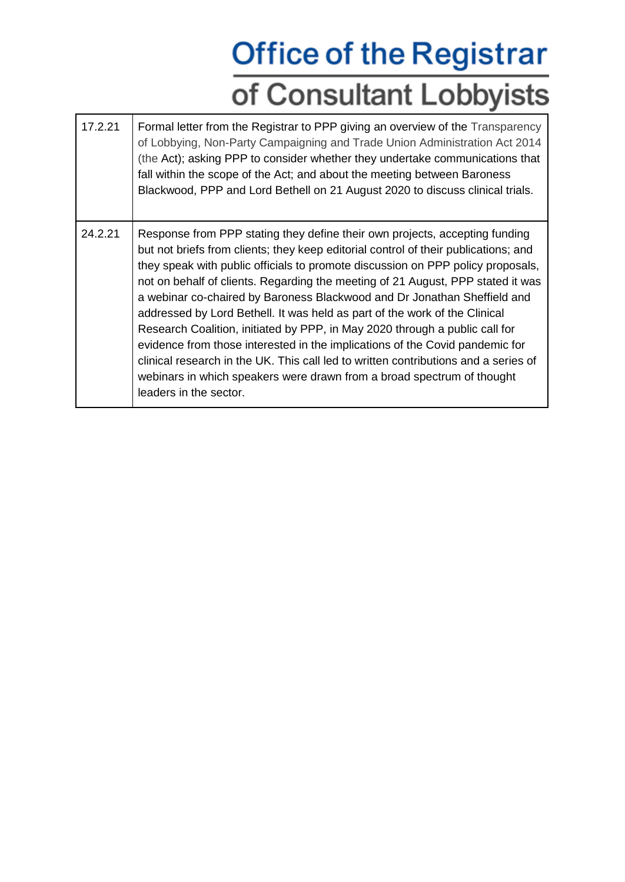| | |
|---|---|
| 17.2.21 | Formal letter from the Registrar to PPP giving an overview of the Transparency of Lobbying, Non-Party Campaigning and Trade Union Administration Act 2014 (the Act); asking PPP to consider whether they undertake communications that fall within the scope of the Act; and about the meeting between Baroness Blackwood, PPP and Lord Bethell on 21 August 2020 to discuss clinical trials. |
| 24.2.21 | Response from PPP stating they define their own projects, accepting funding but not briefs from clients; they keep editorial control of their publications; and they speak with public officials to promote discussion on PPP policy proposals, not on behalf of clients. Regarding the meeting of 21 August, PPP stated it was a webinar co-chaired by Baroness Blackwood and Dr Jonathan Sheffield and addressed by Lord Bethell. It was held as part of the work of the Clinical Research Coalition, initiated by PPP, in May 2020 through a public call for evidence from those interested in the implications of the Covid pandemic for clinical research in the UK. This call led to written contributions and a series of webinars in which speakers were drawn from a broad spectrum of thought leaders in the sector. |